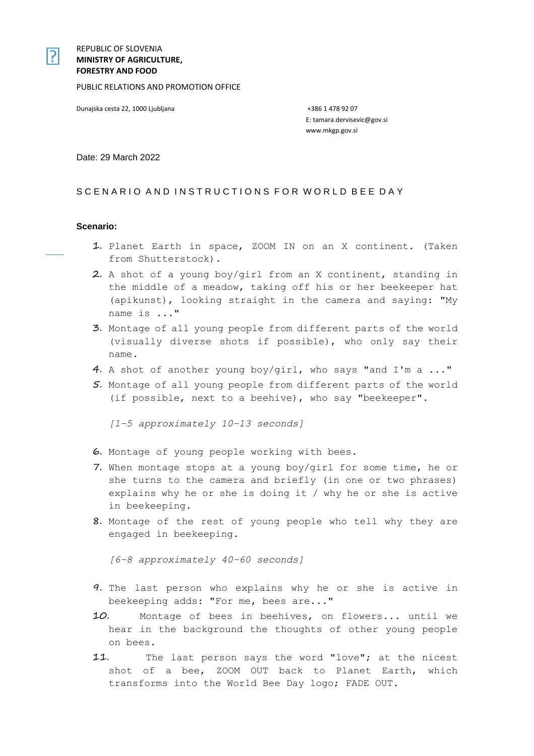REPUBLIC OF SLOVENIA
**MINISTRY OF AGRICULTURE, FORESTRY AND FOOD**

PUBLIC RELATIONS AND PROMOTION OFFICE

Dunajska cesta 22, 1000 Ljubljana

+386 1 478 92 07
E: tamara.dervisevic@gov.si
www.mkgp.gov.si

Date: 29 March 2022

## SCENARIO AND INSTRUCTIONS FOR WORLD BEE DAY

**Scenario:**

1. Planet Earth in space, ZOOM IN on an X continent. (Taken from Shutterstock).
2. A shot of a young boy/girl from an X continent, standing in the middle of a meadow, taking off his or her beekeeper hat (apikunst), looking straight in the camera and saying: "My name is ..."
3. Montage of all young people from different parts of the world (visually diverse shots if possible), who only say their name.
4. A shot of another young boy/girl, who says "and I'm a ..."
5. Montage of all young people from different parts of the world (if possible, next to a beehive), who say "beekeeper".

   *[1-5 approximately 10-13 seconds]*

6. Montage of young people working with bees.
7. When montage stops at a young boy/girl for some time, he or she turns to the camera and briefly (in one or two phrases) explains why he or she is doing it / why he or she is active in beekeeping.
8. Montage of the rest of young people who tell why they are engaged in beekeeping.

   *[6-8 approximately 40-60 seconds]*

9. The last person who explains why he or she is active in beekeeping adds: "For me, bees are..."
10. Montage of bees in beehives, on flowers... until we hear in the background the thoughts of other young people on bees.
11. The last person says the word "love"; at the nicest shot of a bee, ZOOM OUT back to Planet Earth, which transforms into the World Bee Day logo; FADE OUT.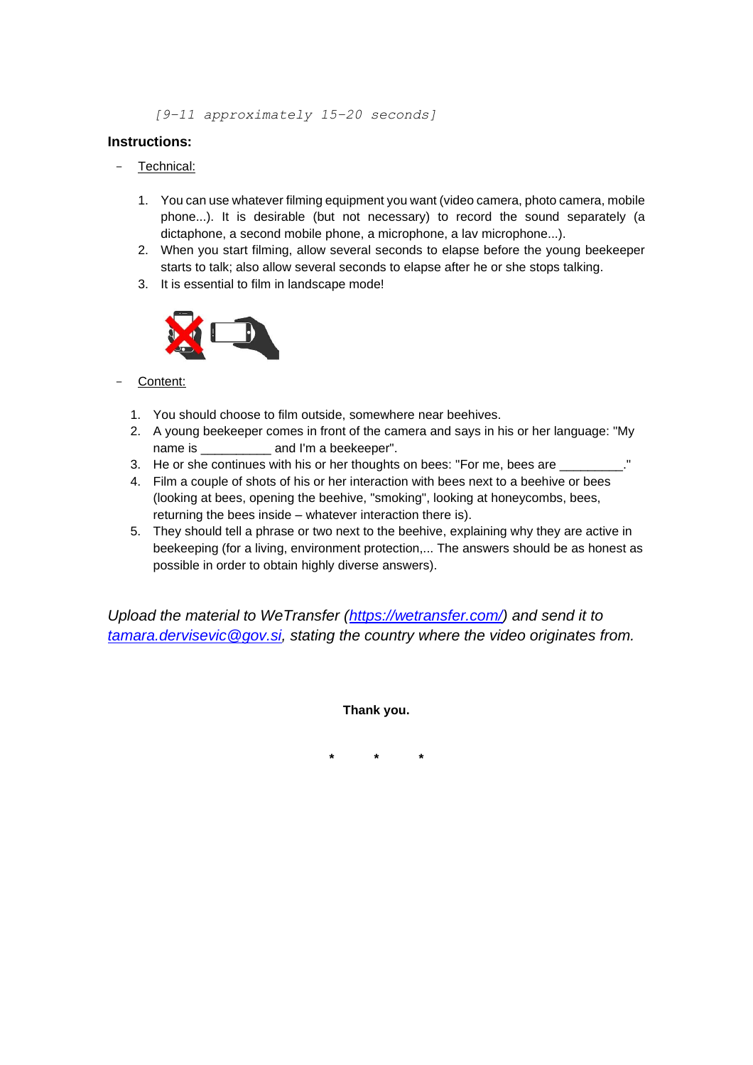[9–11 approximately 15–20 seconds]

**Instructions:**

- Technical:

  1. You can use whatever filming equipment you want (video camera, photo camera, mobile phone...). It is desirable (but not necessary) to record the sound separately (a dictaphone, a second mobile phone, a microphone, a lav microphone...).
  2. When you start filming, allow several seconds to elapse before the young beekeeper starts to talk; also allow several seconds to elapse after he or she stops talking.
  3. It is essential to film in landscape mode!

- Content:

  1. You should choose to film outside, somewhere near beehives.
  2. A young beekeeper comes in front of the camera and says in his or her language: "My name is __________ and I'm a beekeeper".
  3. He or she continues with his or her thoughts on bees: "For me, bees are _________."
  4. Film a couple of shots of his or her interaction with bees next to a beehive or bees (looking at bees, opening the beehive, "smoking", looking at honeycombs, bees, returning the bees inside – whatever interaction there is).
  5. They should tell a phrase or two next to the beehive, explaining why they are active in beekeeping (for a living, environment protection,... The answers should be as honest as possible in order to obtain highly diverse answers).

*Upload the material to WeTransfer (https://wetransfer.com/) and send it to tamara.dervisevic@gov.si, stating the country where the video originates from.*

**Thank you.**

\* \* \*